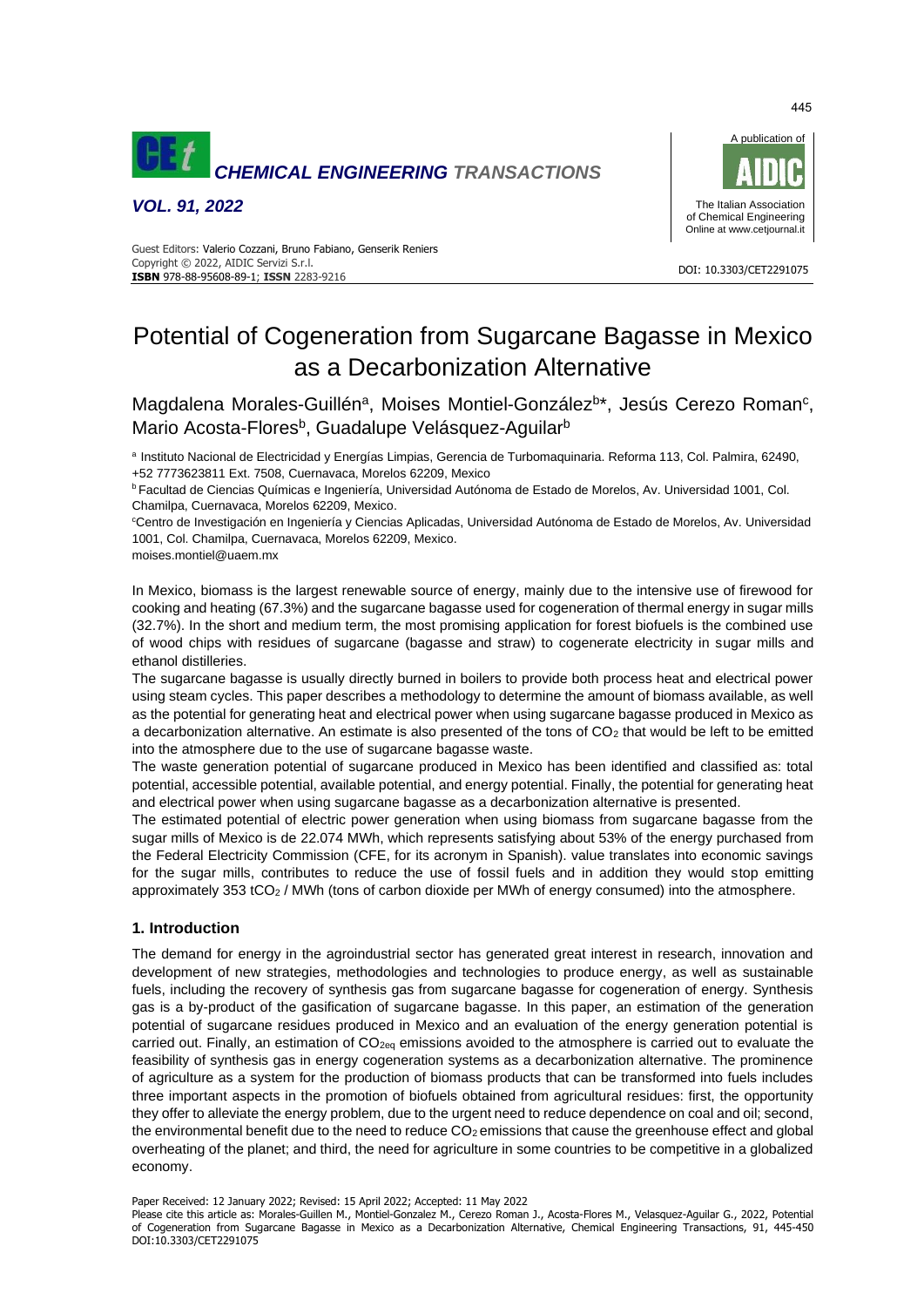# Potential of Cogeneration from Sugarcane Bagasse in Mexico as a Decarbonization Alternative

Magdalena Morales-Guillén[a], Moises Montiel-González[b]*, Jesús Cerezo Roman[c], Mario Acosta-Flores[b], Guadalupe Velásquez-Aguilar[b]

[a] Instituto Nacional de Electricidad y Energías Limpias, Gerencia de Turbomaquinaria. Reforma 113, Col. Palmira, 62490, +52 7773623811 Ext. 7508, Cuernavaca, Morelos 62209, Mexico

[b] Facultad de Ciencias Químicas e Ingeniería, Universidad Autónoma de Estado de Morelos, Av. Universidad 1001, Col. Chamilpa, Cuernavaca, Morelos 62209, Mexico.

[c] Centro de Investigación en Ingeniería y Ciencias Aplicadas, Universidad Autónoma de Estado de Morelos, Av. Universidad 1001, Col. Chamilpa, Cuernavaca, Morelos 62209, Mexico.

moises.montiel@uaem.mx

In Mexico, biomass is the largest renewable source of energy, mainly due to the intensive use of firewood for cooking and heating (67.3%) and the sugarcane bagasse used for cogeneration of thermal energy in sugar mills (32.7%). In the short and medium term, the most promising application for forest biofuels is the combined use of wood chips with residues of sugarcane (bagasse and straw) to cogenerate electricity in sugar mills and ethanol distilleries.

The sugarcane bagasse is usually directly burned in boilers to provide both process heat and electrical power using steam cycles. This paper describes a methodology to determine the amount of biomass available, as well as the potential for generating heat and electrical power when using sugarcane bagasse produced in Mexico as a decarbonization alternative. An estimate is also presented of the tons of $CO_2$ that would be left to be emitted into the atmosphere due to the use of sugarcane bagasse waste.

The waste generation potential of sugarcane produced in Mexico has been identified and classified as: total potential, accessible potential, available potential, and energy potential. Finally, the potential for generating heat and electrical power when using sugarcane bagasse as a decarbonization alternative is presented.

The estimated potential of electric power generation when using biomass from sugarcane bagasse from the sugar mills of Mexico is de 22.074 MWh, which represents satisfying about 53% of the energy purchased from the Federal Electricity Commission (CFE, for its acronym in Spanish). value translates into economic savings for the sugar mills, contributes to reduce the use of fossil fuels and in addition they would stop emitting approximately 353 $tCO_2$ / MWh (tons of carbon dioxide per MWh of energy consumed) into the atmosphere.

## 1. Introduction

The demand for energy in the agroindustrial sector has generated great interest in research, innovation and development of new strategies, methodologies and technologies to produce energy, as well as sustainable fuels, including the recovery of synthesis gas from sugarcane bagasse for cogeneration of energy. Synthesis gas is a by-product of the gasification of sugarcane bagasse. In this paper, an estimation of the generation potential of sugarcane residues produced in Mexico and an evaluation of the energy generation potential is carried out. Finally, an estimation of $CO_{2eq}$ emissions avoided to the atmosphere is carried out to evaluate the feasibility of synthesis gas in energy cogeneration systems as a decarbonization alternative. The prominence of agriculture as a system for the production of biomass products that can be transformed into fuels includes three important aspects in the promotion of biofuels obtained from agricultural residues: first, the opportunity they offer to alleviate the energy problem, due to the urgent need to reduce dependence on coal and oil; second, the environmental benefit due to the need to reduce $CO_2$ emissions that cause the greenhouse effect and global overheating of the planet; and third, the need for agriculture in some countries to be competitive in a globalized economy.

Paper Received: 12 January 2022; Revised: 15 April 2022; Accepted: 11 May 2022

Please cite this article as: Morales-Guillen M., Montiel-Gonzalez M., Cerezo Roman J., Acosta-Flores M., Velasquez-Aguilar G., 2022, Potential of Cogeneration from Sugarcane Bagasse in Mexico as a Decarbonization Alternative, Chemical Engineering Transactions, 91, 445-450 DOI:10.3303/CET2291075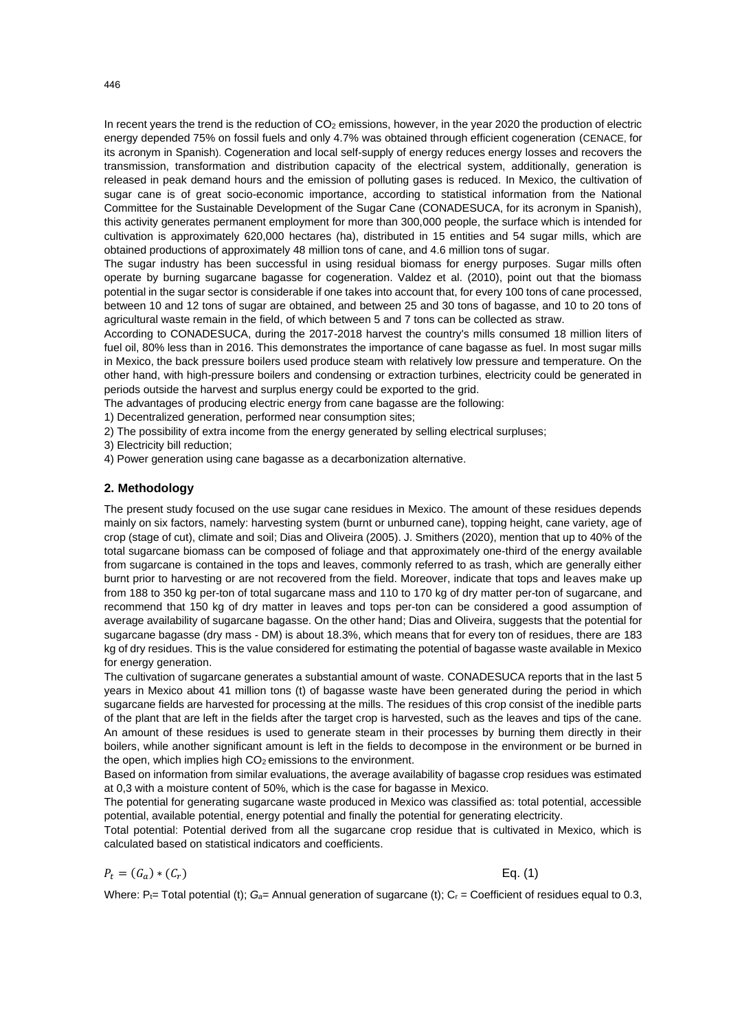In recent years the trend is the reduction of $CO_2$ emissions, however, in the year 2020 the production of electric energy depended 75% on fossil fuels and only 4.7% was obtained through efficient cogeneration (CENACE, for its acronym in Spanish). Cogeneration and local self-supply of energy reduces energy losses and recovers the transmission, transformation and distribution capacity of the electrical system, additionally, generation is released in peak demand hours and the emission of polluting gases is reduced. In Mexico, the cultivation of sugar cane is of great socio-economic importance, according to statistical information from the National Committee for the Sustainable Development of the Sugar Cane (CONADESUCA, for its acronym in Spanish), this activity generates permanent employment for more than 300,000 people, the surface which is intended for cultivation is approximately 620,000 hectares (ha), distributed in 15 entities and 54 sugar mills, which are obtained productions of approximately 48 million tons of cane, and 4.6 million tons of sugar.

The sugar industry has been successful in using residual biomass for energy purposes. Sugar mills often operate by burning sugarcane bagasse for cogeneration. Valdez et al. (2010), point out that the biomass potential in the sugar sector is considerable if one takes into account that, for every 100 tons of cane processed, between 10 and 12 tons of sugar are obtained, and between 25 and 30 tons of bagasse, and 10 to 20 tons of agricultural waste remain in the field, of which between 5 and 7 tons can be collected as straw.

According to CONADESUCA, during the 2017-2018 harvest the country's mills consumed 18 million liters of fuel oil, 80% less than in 2016. This demonstrates the importance of cane bagasse as fuel. In most sugar mills in Mexico, the back pressure boilers used produce steam with relatively low pressure and temperature. On the other hand, with high-pressure boilers and condensing or extraction turbines, electricity could be generated in periods outside the harvest and surplus energy could be exported to the grid.

The advantages of producing electric energy from cane bagasse are the following:

1) Decentralized generation, performed near consumption sites;
2) The possibility of extra income from the energy generated by selling electrical surpluses;
3) Electricity bill reduction;
4) Power generation using cane bagasse as a decarbonization alternative.

## 2. Methodology

The present study focused on the use sugar cane residues in Mexico. The amount of these residues depends mainly on six factors, namely: harvesting system (burnt or unburned cane), topping height, cane variety, age of crop (stage of cut), climate and soil; Dias and Oliveira (2005). J. Smithers (2020), mention that up to 40% of the total sugarcane biomass can be composed of foliage and that approximately one-third of the energy available from sugarcane is contained in the tops and leaves, commonly referred to as trash, which are generally either burnt prior to harvesting or are not recovered from the field. Moreover, indicate that tops and leaves make up from 188 to 350 kg per-ton of total sugarcane mass and 110 to 170 kg of dry matter per-ton of sugarcane, and recommend that 150 kg of dry matter in leaves and tops per-ton can be considered a good assumption of average availability of sugarcane bagasse. On the other hand; Dias and Oliveira, suggests that the potential for sugarcane bagasse (dry mass - DM) is about 18.3%, which means that for every ton of residues, there are 183 kg of dry residues. This is the value considered for estimating the potential of bagasse waste available in Mexico for energy generation.

The cultivation of sugarcane generates a substantial amount of waste. CONADESUCA reports that in the last 5 years in Mexico about 41 million tons (t) of bagasse waste have been generated during the period in which sugarcane fields are harvested for processing at the mills. The residues of this crop consist of the inedible parts of the plant that are left in the fields after the target crop is harvested, such as the leaves and tips of the cane. An amount of these residues is used to generate steam in their processes by burning them directly in their boilers, while another significant amount is left in the fields to decompose in the environment or be burned in the open, which implies high $CO_2$ emissions to the environment.

Based on information from similar evaluations, the average availability of bagasse crop residues was estimated at 0,3 with a moisture content of 50%, which is the case for bagasse in Mexico.

The potential for generating sugarcane waste produced in Mexico was classified as: total potential, accessible potential, available potential, energy potential and finally the potential for generating electricity.

Total potential: Potential derived from all the sugarcane crop residue that is cultivated in Mexico, which is calculated based on statistical indicators and coefficients.

$$P_t = (G_a) * (C_r) \qquad \text{Eq. (1)}$$

Where: $P_t$= Total potential (t); $G_a$= Annual generation of sugarcane (t); $C_r$ = Coefficient of residues equal to 0.3,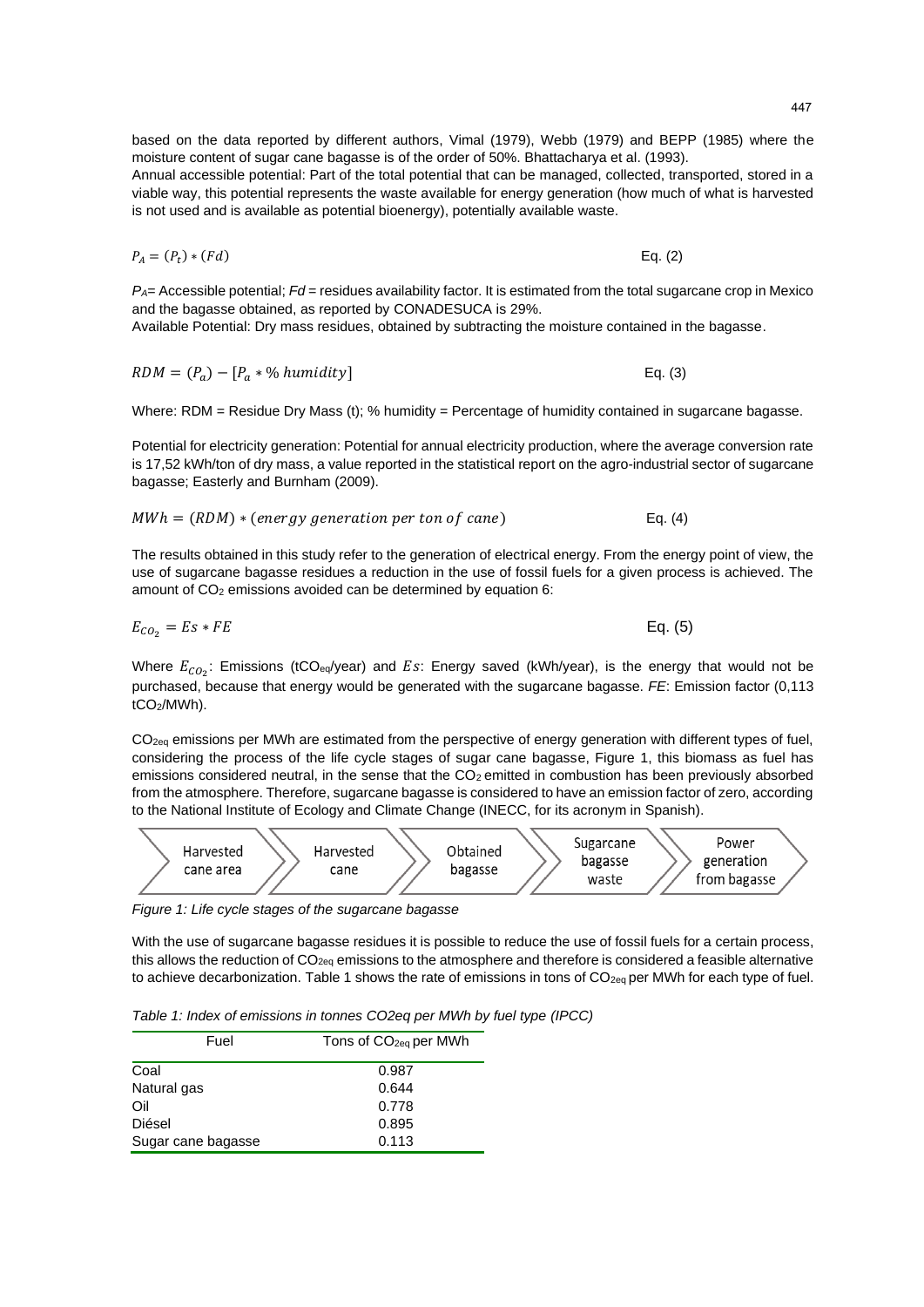based on the data reported by different authors, Vimal (1979), Webb (1979) and BEPP (1985) where the moisture content of sugar cane bagasse is of the order of 50%. Bhattacharya et al. (1993).

Annual accessible potential: Part of the total potential that can be managed, collected, transported, stored in a viable way, this potential represents the waste available for energy generation (how much of what is harvested is not used and is available as potential bioenergy), potentially available waste.

$$P_A = (P_t) * (Fd) \quad \text{Eq. (2)}$$

$P_A$= Accessible potential; *Fd* = residues availability factor. It is estimated from the total sugarcane crop in Mexico and the bagasse obtained, as reported by CONADESUCA is 29%.

Available Potential: Dry mass residues, obtained by subtracting the moisture contained in the bagasse.

$$RDM = (P_a) - [P_a * \%\ humidity] \quad \text{Eq. (3)}$$

Where: RDM = Residue Dry Mass (t); % humidity = Percentage of humidity contained in sugarcane bagasse.

Potential for electricity generation: Potential for annual electricity production, where the average conversion rate is 17,52 kWh/ton of dry mass, a value reported in the statistical report on the agro-industrial sector of sugarcane bagasse; Easterly and Burnham (2009).

$$MWh = (RDM) * (energy\ generation\ per\ ton\ of\ cane) \quad \text{Eq. (4)}$$

The results obtained in this study refer to the generation of electrical energy. From the energy point of view, the use of sugarcane bagasse residues a reduction in the use of fossil fuels for a given process is achieved. The amount of $CO_2$ emissions avoided can be determined by equation 6:

$$E_{CO_2} = Es * FE \quad \text{Eq. (5)}$$

Where $E_{CO_2}$: Emissions ($tCO_{eq}$/year) and $Es$: Energy saved (kWh/year), is the energy that would not be purchased, because that energy would be generated with the sugarcane bagasse. *FE*: Emission factor (0,113 $tCO_2$/MWh).

$CO_{2eq}$ emissions per MWh are estimated from the perspective of energy generation with different types of fuel, considering the process of the life cycle stages of sugar cane bagasse, Figure 1, this biomass as fuel has emissions considered neutral, in the sense that the $CO_2$ emitted in combustion has been previously absorbed from the atmosphere. Therefore, sugarcane bagasse is considered to have an emission factor of zero, according to the National Institute of Ecology and Climate Change (INECC, for its acronym in Spanish).

Harvested cane area → Harvested cane → Obtained bagasse → Sugarcane bagasse waste → Power generation from bagasse

*Figure 1: Life cycle stages of the sugarcane bagasse*

With the use of sugarcane bagasse residues it is possible to reduce the use of fossil fuels for a certain process, this allows the reduction of $CO_{2eq}$ emissions to the atmosphere and therefore is considered a feasible alternative to achieve decarbonization. Table 1 shows the rate of emissions in tons of $CO_{2eq}$ per MWh for each type of fuel.

*Table 1: Index of emissions in tonnes CO2eq per MWh by fuel type (IPCC)*

| Fuel | Tons of $CO_{2eq}$ per MWh |
|---|---|
| Coal | 0.987 |
| Natural gas | 0.644 |
| Oil | 0.778 |
| Diésel | 0.895 |
| Sugar cane bagasse | 0.113 |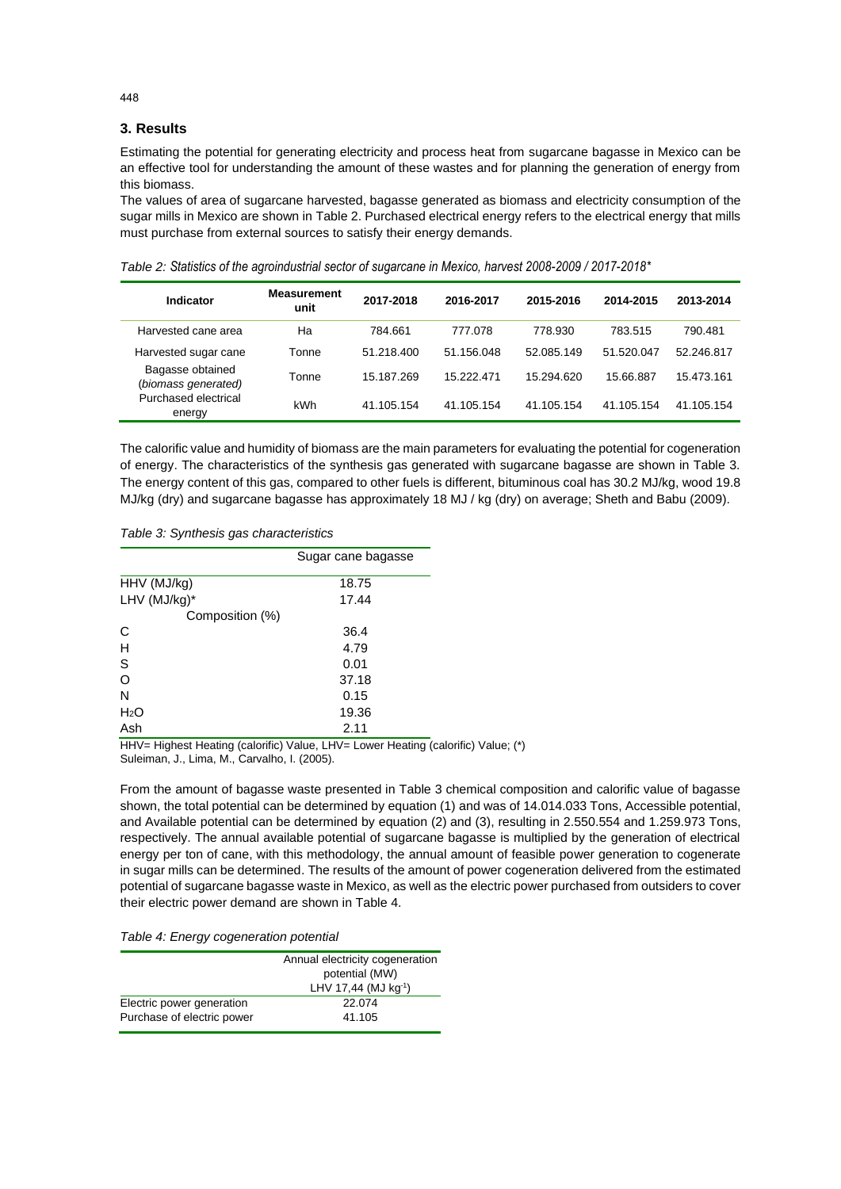## 3. Results

Estimating the potential for generating electricity and process heat from sugarcane bagasse in Mexico can be an effective tool for understanding the amount of these wastes and for planning the generation of energy from this biomass.

The values of area of sugarcane harvested, bagasse generated as biomass and electricity consumption of the sugar mills in Mexico are shown in Table 2. Purchased electrical energy refers to the electrical energy that mills must purchase from external sources to satisfy their energy demands.

*Table 2: Statistics of the agroindustrial sector of sugarcane in Mexico, harvest 2008-2009 / 2017-2018\**

| Indicator | Measurement unit | 2017-2018 | 2016-2017 | 2015-2016 | 2014-2015 | 2013-2014 |
|---|---|---|---|---|---|---|
| Harvested cane area | Ha | 784.661 | 777.078 | 778.930 | 783.515 | 790.481 |
| Harvested sugar cane | Tonne | 51.218.400 | 51.156.048 | 52.085.149 | 51.520.047 | 52.246.817 |
| Bagasse obtained (*biomass generated*) | Tonne | 15.187.269 | 15.222.471 | 15.294.620 | 15.66.887 | 15.473.161 |
| Purchased electrical energy | kWh | 41.105.154 | 41.105.154 | 41.105.154 | 41.105.154 | 41.105.154 |

The calorific value and humidity of biomass are the main parameters for evaluating the potential for cogeneration of energy. The characteristics of the synthesis gas generated with sugarcane bagasse are shown in Table 3. The energy content of this gas, compared to other fuels is different, bituminous coal has 30.2 MJ/kg, wood 19.8 MJ/kg (dry) and sugarcane bagasse has approximately 18 MJ / kg (dry) on average; Sheth and Babu (2009).

*Table 3: Synthesis gas characteristics*

| | Sugar cane bagasse |
|---|---|
| HHV (MJ/kg) | 18.75 |
| LHV (MJ/kg)* | 17.44 |
| Composition (%) | |
| C | 36.4 |
| H | 4.79 |
| S | 0.01 |
| O | 37.18 |
| N | 0.15 |
| $H_2O$ | 19.36 |
| Ash | 2.11 |

HHV= Highest Heating (calorific) Value, LHV= Lower Heating (calorific) Value; (*) Suleiman, J., Lima, M., Carvalho, I. (2005).

From the amount of bagasse waste presented in Table 3 chemical composition and calorific value of bagasse shown, the total potential can be determined by equation (1) and was of 14.014.033 Tons, Accessible potential, and Available potential can be determined by equation (2) and (3), resulting in 2.550.554 and 1.259.973 Tons, respectively. The annual available potential of sugarcane bagasse is multiplied by the generation of electrical energy per ton of cane, with this methodology, the annual amount of feasible power generation to cogenerate in sugar mills can be determined. The results of the amount of power cogeneration delivered from the estimated potential of sugarcane bagasse waste in Mexico, as well as the electric power purchased from outsiders to cover their electric power demand are shown in Table 4.

*Table 4: Energy cogeneration potential*

| | Annual electricity cogeneration potential (MW) LHV 17,44 (MJ kg$^{-1}$) |
|---|---|
| Electric power generation | 22.074 |
| Purchase of electric power | 41.105 |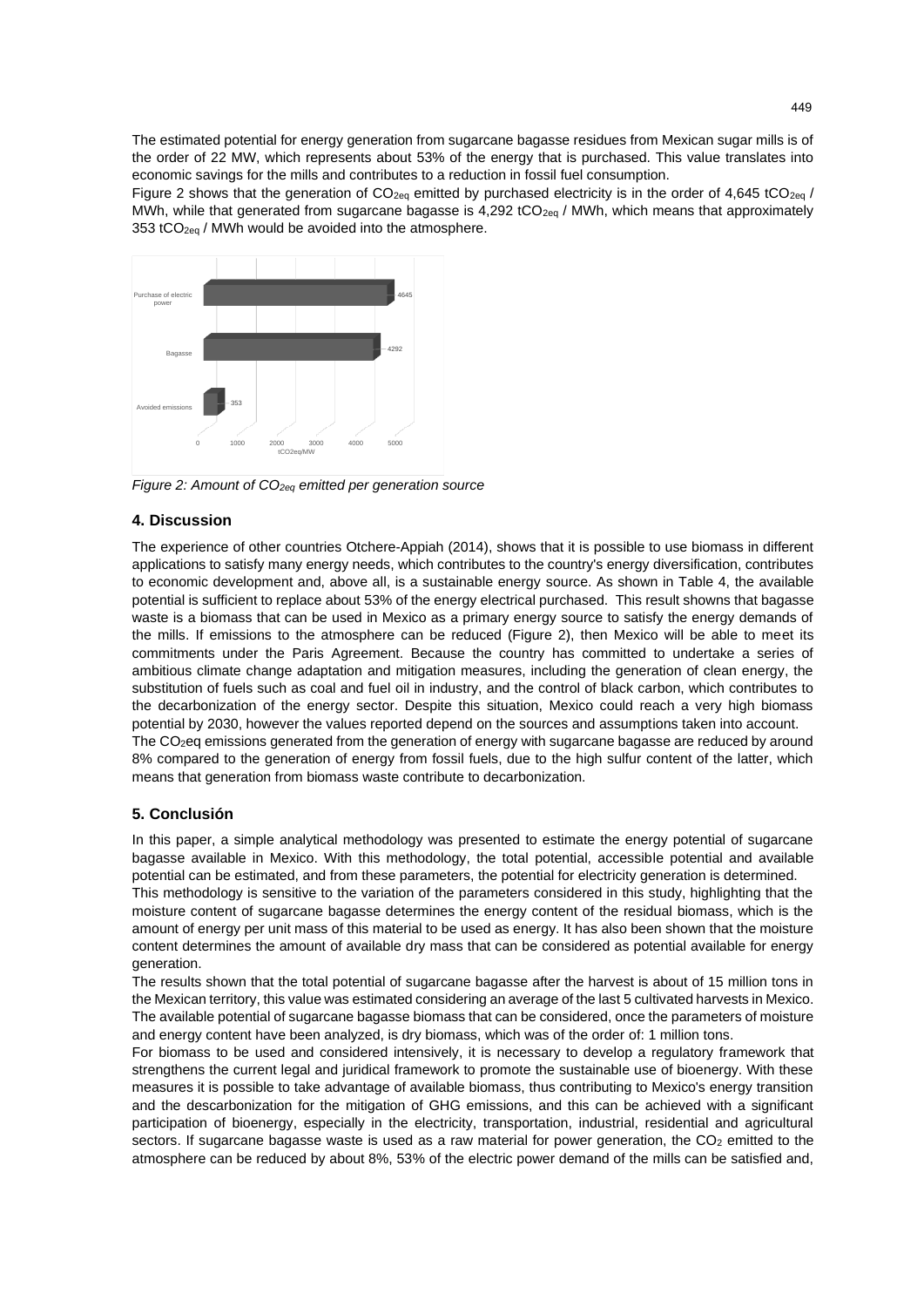The estimated potential for energy generation from sugarcane bagasse residues from Mexican sugar mills is of the order of 22 MW, which represents about 53% of the energy that is purchased. This value translates into economic savings for the mills and contributes to a reduction in fossil fuel consumption.

Figure 2 shows that the generation of $CO_{2eq}$ emitted by purchased electricity is in the order of 4,645 $tCO_{2eq}$ / MWh, while that generated from sugarcane bagasse is 4,292 $tCO_{2eq}$ / MWh, which means that approximately 353 $tCO_{2eq}$ / MWh would be avoided into the atmosphere.

*Figure 2: Amount of $CO_{2eq}$ emitted per generation source*

## 4. Discussion

The experience of other countries Otchere-Appiah (2014), shows that it is possible to use biomass in different applications to satisfy many energy needs, which contributes to the country's energy diversification, contributes to economic development and, above all, is a sustainable energy source. As shown in Table 4, the available potential is sufficient to replace about 53% of the energy electrical purchased. This result showns that bagasse waste is a biomass that can be used in Mexico as a primary energy source to satisfy the energy demands of the mills. If emissions to the atmosphere can be reduced (Figure 2), then Mexico will be able to meet its commitments under the Paris Agreement. Because the country has committed to undertake a series of ambitious climate change adaptation and mitigation measures, including the generation of clean energy, the substitution of fuels such as coal and fuel oil in industry, and the control of black carbon, which contributes to the decarbonization of the energy sector. Despite this situation, Mexico could reach a very high biomass potential by 2030, however the values reported depend on the sources and assumptions taken into account.

The $CO_2$eq emissions generated from the generation of energy with sugarcane bagasse are reduced by around 8% compared to the generation of energy from fossil fuels, due to the high sulfur content of the latter, which means that generation from biomass waste contribute to decarbonization.

## 5. Conclusión

In this paper, a simple analytical methodology was presented to estimate the energy potential of sugarcane bagasse available in Mexico. With this methodology, the total potential, accessible potential and available potential can be estimated, and from these parameters, the potential for electricity generation is determined.

This methodology is sensitive to the variation of the parameters considered in this study, highlighting that the moisture content of sugarcane bagasse determines the energy content of the residual biomass, which is the amount of energy per unit mass of this material to be used as energy. It has also been shown that the moisture content determines the amount of available dry mass that can be considered as potential available for energy generation.

The results shown that the total potential of sugarcane bagasse after the harvest is about of 15 million tons in the Mexican territory, this value was estimated considering an average of the last 5 cultivated harvests in Mexico. The available potential of sugarcane bagasse biomass that can be considered, once the parameters of moisture and energy content have been analyzed, is dry biomass, which was of the order of: 1 million tons.

For biomass to be used and considered intensively, it is necessary to develop a regulatory framework that strengthens the current legal and juridical framework to promote the sustainable use of bioenergy. With these measures it is possible to take advantage of available biomass, thus contributing to Mexico's energy transition and the descarbonization for the mitigation of GHG emissions, and this can be achieved with a significant participation of bioenergy, especially in the electricity, transportation, industrial, residential and agricultural sectors. If sugarcane bagasse waste is used as a raw material for power generation, the $CO_2$ emitted to the atmosphere can be reduced by about 8%, 53% of the electric power demand of the mills can be satisfied and,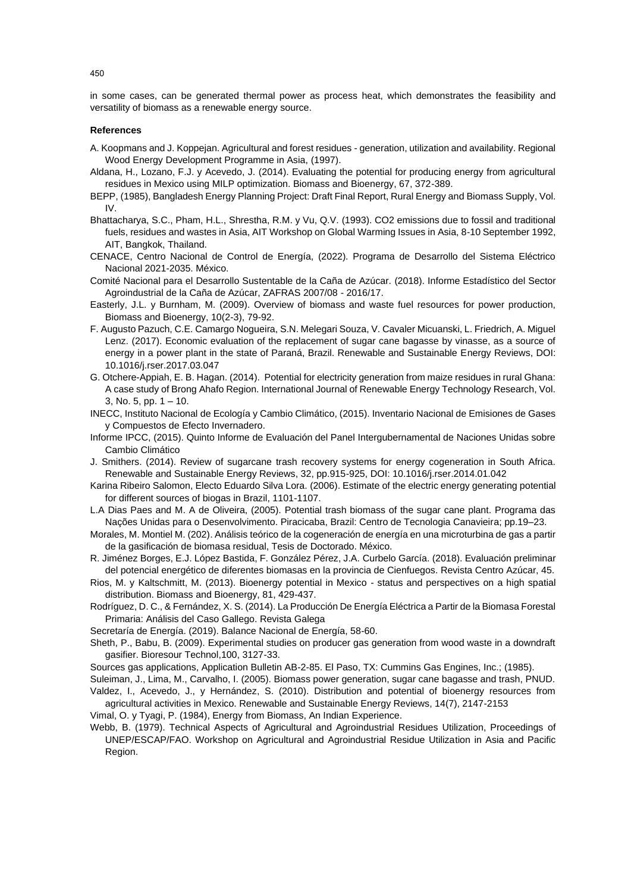in some cases, can be generated thermal power as process heat, which demonstrates the feasibility and versatility of biomass as a renewable energy source.

**References**

A. Koopmans and J. Koppejan. Agricultural and forest residues - generation, utilization and availability. Regional Wood Energy Development Programme in Asia, (1997).

Aldana, H., Lozano, F.J. y Acevedo, J. (2014). Evaluating the potential for producing energy from agricultural residues in Mexico using MILP optimization. Biomass and Bioenergy, 67, 372-389.

BEPP, (1985), Bangladesh Energy Planning Project: Draft Final Report, Rural Energy and Biomass Supply, Vol. IV.

Bhattacharya, S.C., Pham, H.L., Shrestha, R.M. y Vu, Q.V. (1993). CO2 emissions due to fossil and traditional fuels, residues and wastes in Asia, AIT Workshop on Global Warming Issues in Asia, 8-10 September 1992, AIT, Bangkok, Thailand.

CENACE, Centro Nacional de Control de Energía, (2022). Programa de Desarrollo del Sistema Eléctrico Nacional 2021-2035. México.

Comité Nacional para el Desarrollo Sustentable de la Caña de Azúcar. (2018). Informe Estadístico del Sector Agroindustrial de la Caña de Azúcar, ZAFRAS 2007/08 - 2016/17.

Easterly, J.L. y Burnham, M. (2009). Overview of biomass and waste fuel resources for power production, Biomass and Bioenergy, 10(2-3), 79-92.

F. Augusto Pazuch, C.E. Camargo Nogueira, S.N. Melegari Souza, V. Cavaler Micuanski, L. Friedrich, A. Miguel Lenz. (2017). Economic evaluation of the replacement of sugar cane bagasse by vinasse, as a source of energy in a power plant in the state of Paraná, Brazil. Renewable and Sustainable Energy Reviews, DOI: 10.1016/j.rser.2017.03.047

G. Otchere-Appiah, E. B. Hagan. (2014). Potential for electricity generation from maize residues in rural Ghana: A case study of Brong Ahafo Region. International Journal of Renewable Energy Technology Research, Vol. 3, No. 5, pp. 1 – 10.

INECC, Instituto Nacional de Ecología y Cambio Climático, (2015). Inventario Nacional de Emisiones de Gases y Compuestos de Efecto Invernadero.

Informe IPCC, (2015). Quinto Informe de Evaluación del Panel Intergubernamental de Naciones Unidas sobre Cambio Climático

J. Smithers. (2014). Review of sugarcane trash recovery systems for energy cogeneration in South Africa. Renewable and Sustainable Energy Reviews, 32, pp.915-925, DOI: 10.1016/j.rser.2014.01.042

Karina Ribeiro Salomon, Electo Eduardo Silva Lora. (2006). Estimate of the electric energy generating potential for different sources of biogas in Brazil, 1101-1107.

L.A Dias Paes and M. A de Oliveira, (2005). Potential trash biomass of the sugar cane plant. Programa das Nações Unidas para o Desenvolvimento. Piracicaba, Brazil: Centro de Tecnologia Canavieira; pp.19–23.

Morales, M. Montiel M. (202). Análisis teórico de la cogeneración de energía en una microturbina de gas a partir de la gasificación de biomasa residual, Tesis de Doctorado. México.

R. Jiménez Borges, E.J. López Bastida, F. González Pérez, J.A. Curbelo García. (2018). Evaluación preliminar del potencial energético de diferentes biomasas en la provincia de Cienfuegos. Revista Centro Azúcar, 45.

Rios, M. y Kaltschmitt, M. (2013). Bioenergy potential in Mexico - status and perspectives on a high spatial distribution. Biomass and Bioenergy, 81, 429-437.

Rodríguez, D. C., & Fernández, X. S. (2014). La Producción De Energía Eléctrica a Partir de la Biomasa Forestal Primaria: Análisis del Caso Gallego. Revista Galega

Secretaría de Energía. (2019). Balance Nacional de Energía, 58-60.

Sheth, P., Babu, B. (2009). Experimental studies on producer gas generation from wood waste in a downdraft gasifier. Bioresour Technol,100, 3127-33.

Sources gas applications, Application Bulletin AB-2-85. El Paso, TX: Cummins Gas Engines, Inc.; (1985).

Suleiman, J., Lima, M., Carvalho, I. (2005). Biomass power generation, sugar cane bagasse and trash, PNUD.

Valdez, I., Acevedo, J., y Hernández, S. (2010). Distribution and potential of bioenergy resources from agricultural activities in Mexico. Renewable and Sustainable Energy Reviews, 14(7), 2147-2153

Vimal, O. y Tyagi, P. (1984), Energy from Biomass, An Indian Experience.

Webb, B. (1979). Technical Aspects of Agricultural and Agroindustrial Residues Utilization, Proceedings of UNEP/ESCAP/FAO. Workshop on Agricultural and Agroindustrial Residue Utilization in Asia and Pacific Region.